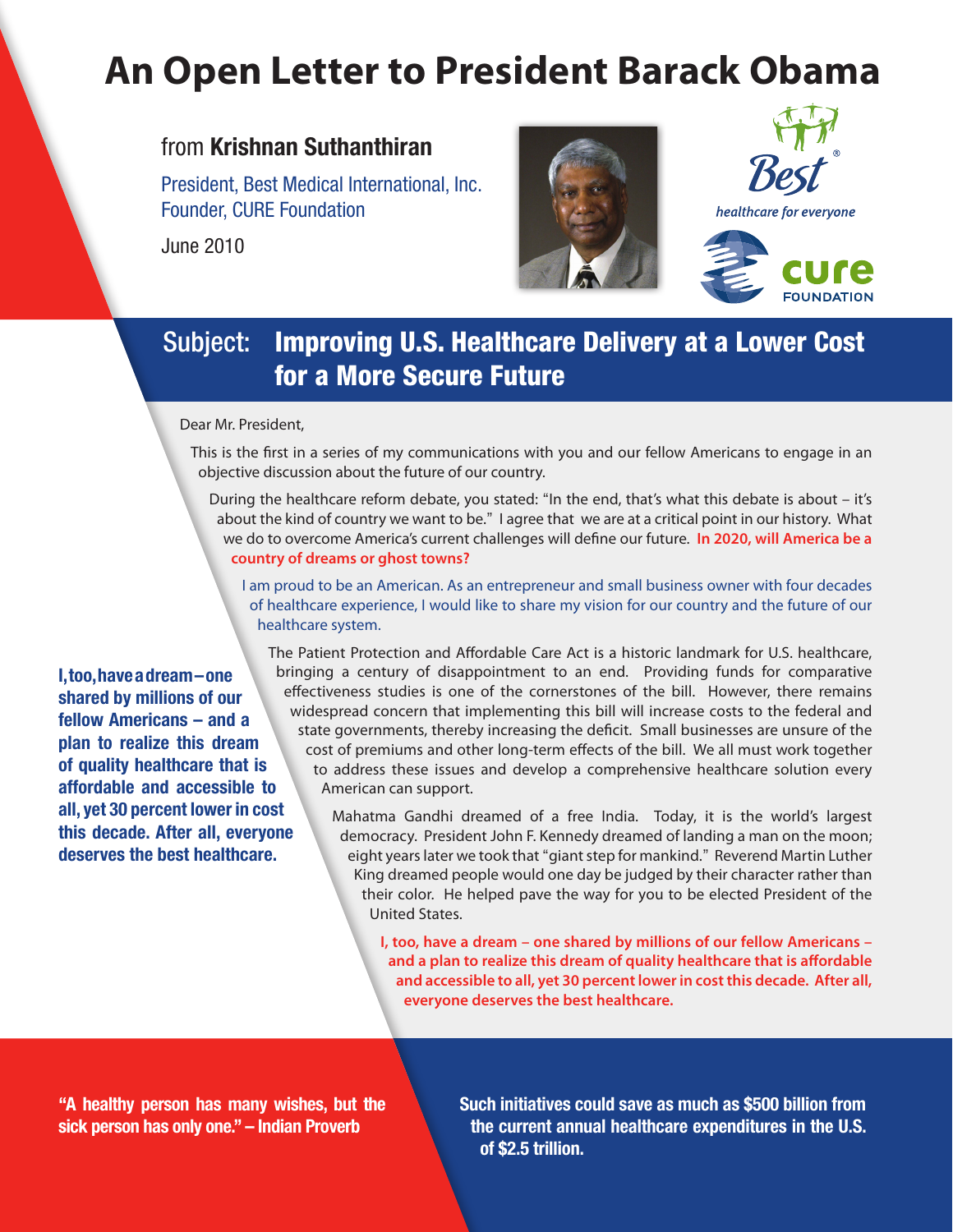# An Open Letter to President Barack Obama

from **Krishnan Suthanthiran**

President, Best Medical International, Inc.
Founder, CURE Foundation

June 2010

Best® healthcare for everyone

cure FOUNDATION

## Subject: **Improving U.S. Healthcare Delivery at a Lower Cost for a More Secure Future**

Dear Mr. President,

This is the first in a series of my communications with you and our fellow Americans to engage in an objective discussion about the future of our country.

During the healthcare reform debate, you stated: "In the end, that's what this debate is about – it's about the kind of country we want to be." I agree that we are at a critical point in our history. What we do to overcome America's current challenges will define our future. **In 2020, will America be a country of dreams or ghost towns?**

I am proud to be an American. As an entrepreneur and small business owner with four decades of healthcare experience, I would like to share my vision for our country and the future of our healthcare system.

The Patient Protection and Affordable Care Act is a historic landmark for U.S. healthcare, bringing a century of disappointment to an end. Providing funds for comparative effectiveness studies is one of the cornerstones of the bill. However, there remains widespread concern that implementing this bill will increase costs to the federal and state governments, thereby increasing the deficit. Small businesses are unsure of the cost of premiums and other long-term effects of the bill. We all must work together to address these issues and develop a comprehensive healthcare solution every American can support.

Mahatma Gandhi dreamed of a free India. Today, it is the world's largest democracy. President John F. Kennedy dreamed of landing a man on the moon; eight years later we took that "giant step for mankind." Reverend Martin Luther King dreamed people would one day be judged by their character rather than their color. He helped pave the way for you to be elected President of the United States.

**I, too, have a dream – one shared by millions of our fellow Americans – and a plan to realize this dream of quality healthcare that is affordable and accessible to all, yet 30 percent lower in cost this decade. After all, everyone deserves the best healthcare.**

**"A healthy person has many wishes, but the sick person has only one." – Indian Proverb**

**Such initiatives could save as much as $500 billion from the current annual healthcare expenditures in the U.S. of $2.5 trillion.**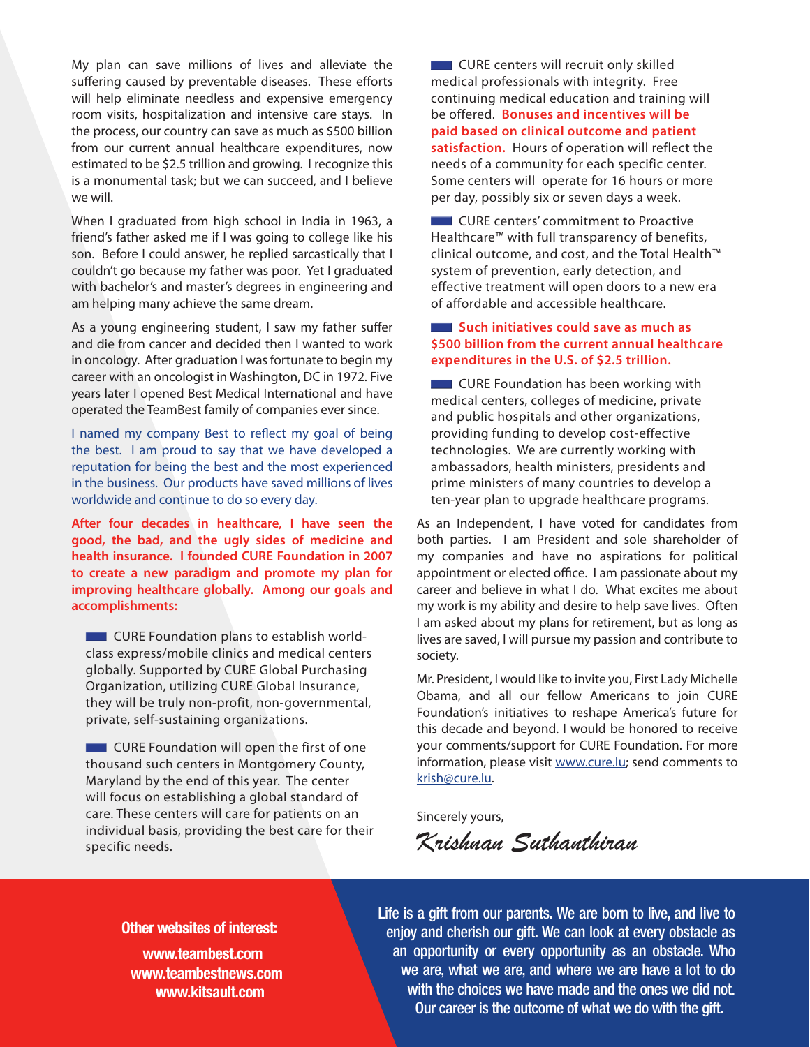My plan can save millions of lives and alleviate the suffering caused by preventable diseases. These efforts will help eliminate needless and expensive emergency room visits, hospitalization and intensive care stays. In the process, our country can save as much as $500 billion from our current annual healthcare expenditures, now estimated to be $2.5 trillion and growing. I recognize this is a monumental task; but we can succeed, and I believe we will.

When I graduated from high school in India in 1963, a friend's father asked me if I was going to college like his son. Before I could answer, he replied sarcastically that I couldn't go because my father was poor. Yet I graduated with bachelor's and master's degrees in engineering and am helping many achieve the same dream.

As a young engineering student, I saw my father suffer and die from cancer and decided then I wanted to work in oncology. After graduation I was fortunate to begin my career with an oncologist in Washington, DC in 1972. Five years later I opened Best Medical International and have operated the TeamBest family of companies ever since.

I named my company Best to reflect my goal of being the best. I am proud to say that we have developed a reputation for being the best and the most experienced in the business. Our products have saved millions of lives worldwide and continue to do so every day.

**After four decades in healthcare, I have seen the good, the bad, and the ugly sides of medicine and health insurance. I founded CURE Foundation in 2007 to create a new paradigm and promote my plan for improving healthcare globally. Among our goals and accomplishments:**

- CURE Foundation plans to establish world-class express/mobile clinics and medical centers globally. Supported by CURE Global Purchasing Organization, utilizing CURE Global Insurance, they will be truly non-profit, non-governmental, private, self-sustaining organizations.

- CURE Foundation will open the first of one thousand such centers in Montgomery County, Maryland by the end of this year. The center will focus on establishing a global standard of care. These centers will care for patients on an individual basis, providing the best care for their specific needs.

- CURE centers will recruit only skilled medical professionals with integrity. Free continuing medical education and training will be offered. **Bonuses and incentives will be paid based on clinical outcome and patient satisfaction.** Hours of operation will reflect the needs of a community for each specific center. Some centers will operate for 16 hours or more per day, possibly six or seven days a week.

- CURE centers' commitment to Proactive Healthcare™ with full transparency of benefits, clinical outcome, and cost, and the Total Health™ system of prevention, early detection, and effective treatment will open doors to a new era of affordable and accessible healthcare.

- **Such initiatives could save as much as $500 billion from the current annual healthcare expenditures in the U.S. of $2.5 trillion.**

- CURE Foundation has been working with medical centers, colleges of medicine, private and public hospitals and other organizations, providing funding to develop cost-effective technologies. We are currently working with ambassadors, health ministers, presidents and prime ministers of many countries to develop a ten-year plan to upgrade healthcare programs.

As an Independent, I have voted for candidates from both parties. I am President and sole shareholder of my companies and have no aspirations for political appointment or elected office. I am passionate about my career and believe in what I do. What excites me about my work is my ability and desire to help save lives. Often I am asked about my plans for retirement, but as long as lives are saved, I will pursue my passion and contribute to society.

Mr. President, I would like to invite you, First Lady Michelle Obama, and all our fellow Americans to join CURE Foundation's initiatives to reshape America's future for this decade and beyond. I would be honored to receive your comments/support for CURE Foundation. For more information, please visit www.cure.lu; send comments to krish@cure.lu.

Sincerely yours,

*Krishnan Suthanthiran*

**Other websites of interest:**

**www.teambest.com**
**www.teambestnews.com**
**www.kitsault.com**

Life is a gift from our parents. We are born to live, and live to enjoy and cherish our gift. We can look at every obstacle as an opportunity or every opportunity as an obstacle. Who we are, what we are, and where we are have a lot to do with the choices we have made and the ones we did not. Our career is the outcome of what we do with the gift.